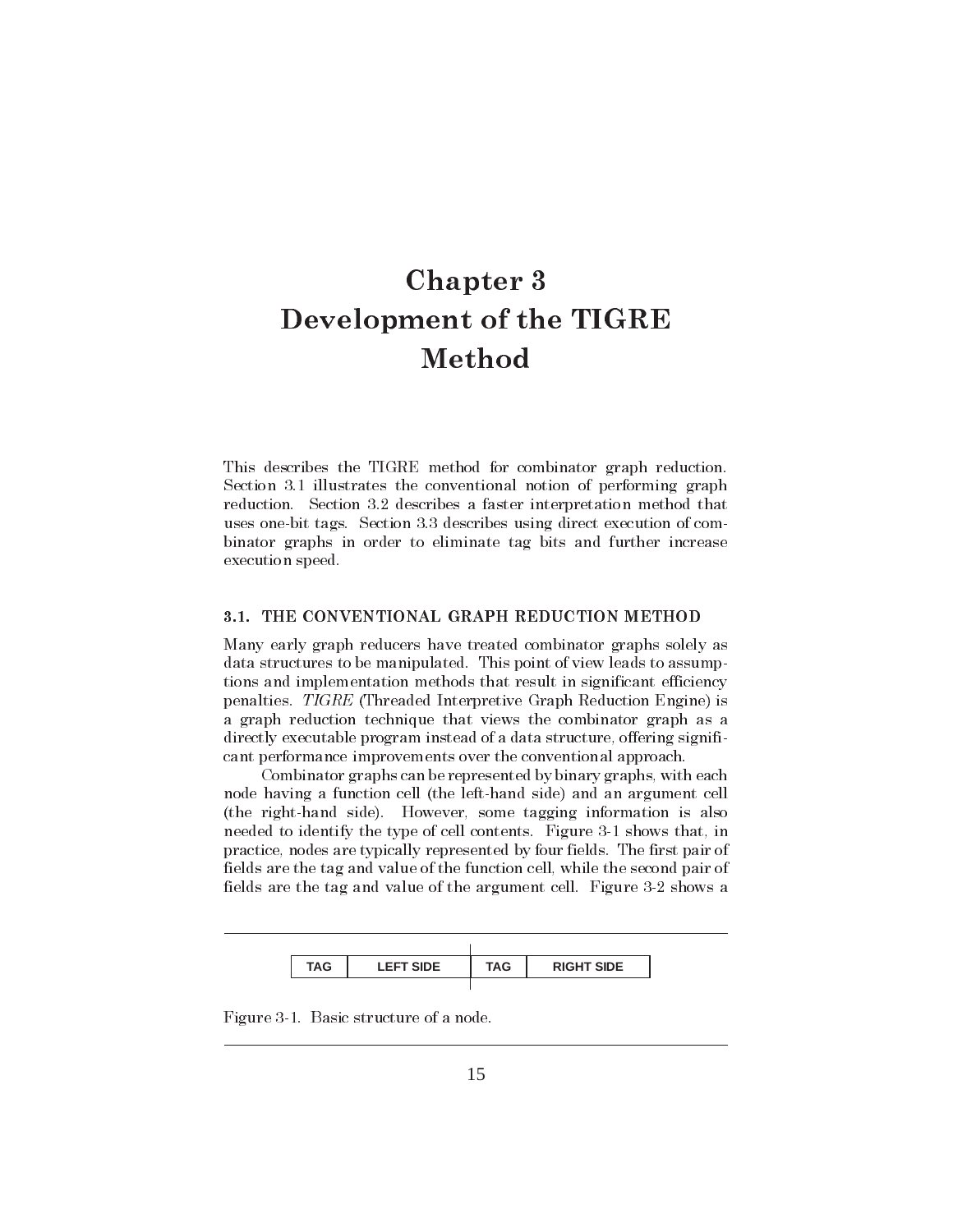# Chapter 3
# Development of the TIGRE Method

This describes the TIGRE method for combinator graph reduction. Section 3.1 illustrates the conventional notion of performing graph reduction. Section 3.2 describes a faster interpretation method that uses one-bit tags. Section 3.3 describes using direct execution of combinator graphs in order to eliminate tag bits and further increase execution speed.

## 3.1. THE CONVENTIONAL GRAPH REDUCTION METHOD

Many early graph reducers have treated combinator graphs solely as data structures to be manipulated. This point of view leads to assumptions and implementation methods that result in significant efficiency penalties. *TIGRE* (Threaded Interpretive Graph Reduction Engine) is a graph reduction technique that views the combinator graph as a directly executable program instead of a data structure, offering significant performance improvements over the conventional approach.

Combinator graphs can be represented by binary graphs, with each node having a function cell (the left-hand side) and an argument cell (the right-hand side). However, some tagging information is also needed to identify the type of cell contents. Figure 3-1 shows that, in practice, nodes are typically represented by four fields. The first pair of fields are the tag and value of the function cell, while the second pair of fields are the tag and value of the argument cell. Figure 3-2 shows a

| TAG | LEFT SIDE | TAG | RIGHT SIDE |
|---|---|---|---|

Figure 3-1. Basic structure of a node.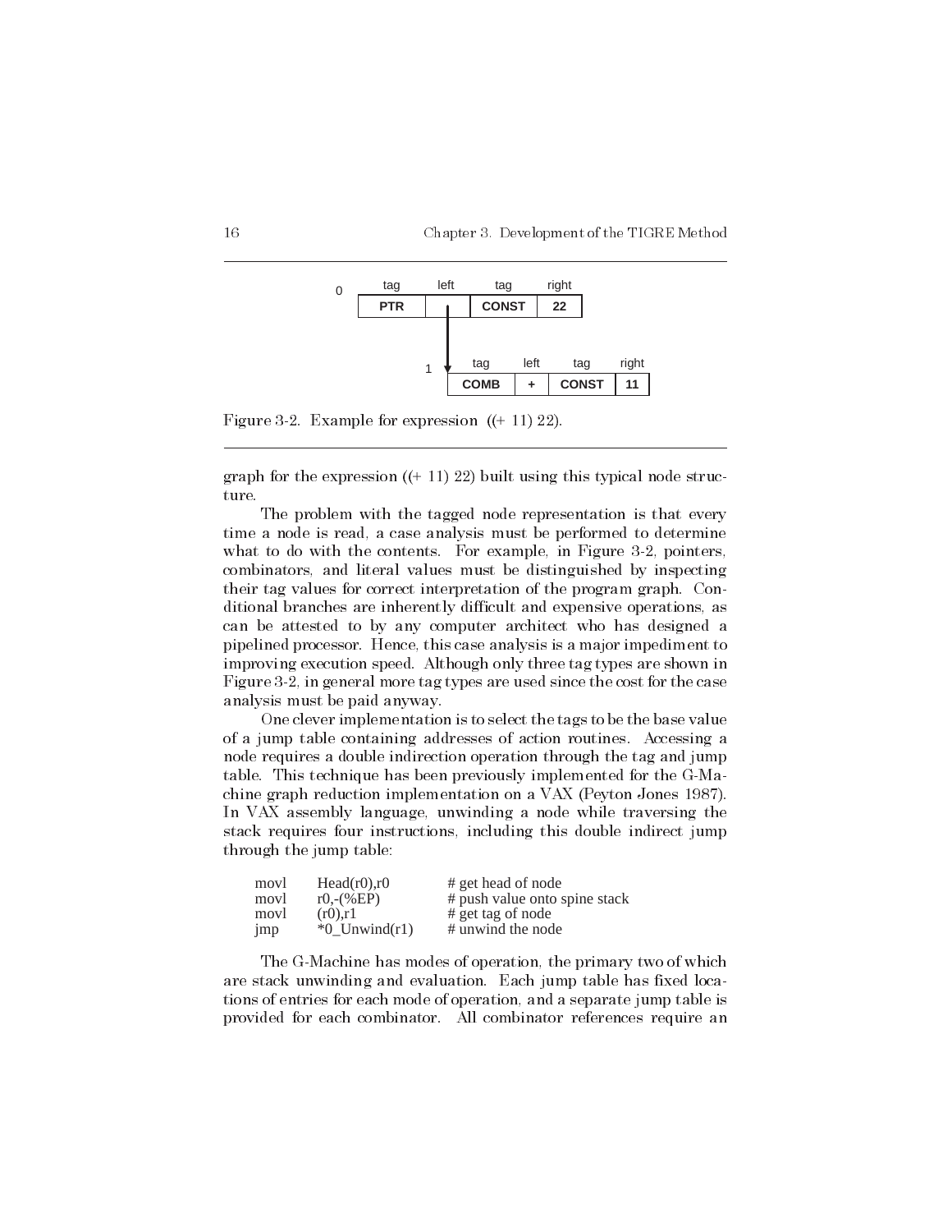Figure 3-2. Example for expression ((+ 11) 22).

graph for the expression ((+ 11) 22) built using this typical node structure.

The problem with the tagged node representation is that every time a node is read, a case analysis must be performed to determine what to do with the contents. For example, in Figure 3-2, pointers, combinators, and literal values must be distinguished by inspecting their tag values for correct interpretation of the program graph. Conditional branches are inherently difficult and expensive operations, as can be attested to by any computer architect who has designed a pipelined processor. Hence, this case analysis is a major impediment to improving execution speed. Although only three tag types are shown in Figure 3-2, in general more tag types are used since the cost for the case analysis must be paid anyway.

One clever implementation is to select the tags to be the base value of a jump table containing addresses of action routines. Accessing a node requires a double indirection operation through the tag and jump table. This technique has been previously implemented for the G-Machine graph reduction implementation on a VAX (Peyton Jones 1987). In VAX assembly language, unwinding a node while traversing the stack requires four instructions, including this double indirect jump through the jump table:

```
movl    Head(r0),r0      # get head of node
movl    r0,-(%EP)        # push value onto spine stack
movl    (r0),r1          # get tag of node
jmp     *0_Unwind(r1)    # unwind the node
```

The G-Machine has modes of operation, the primary two of which are stack unwinding and evaluation. Each jump table has fixed locations of entries for each mode of operation, and a separate jump table is provided for each combinator. All combinator references require an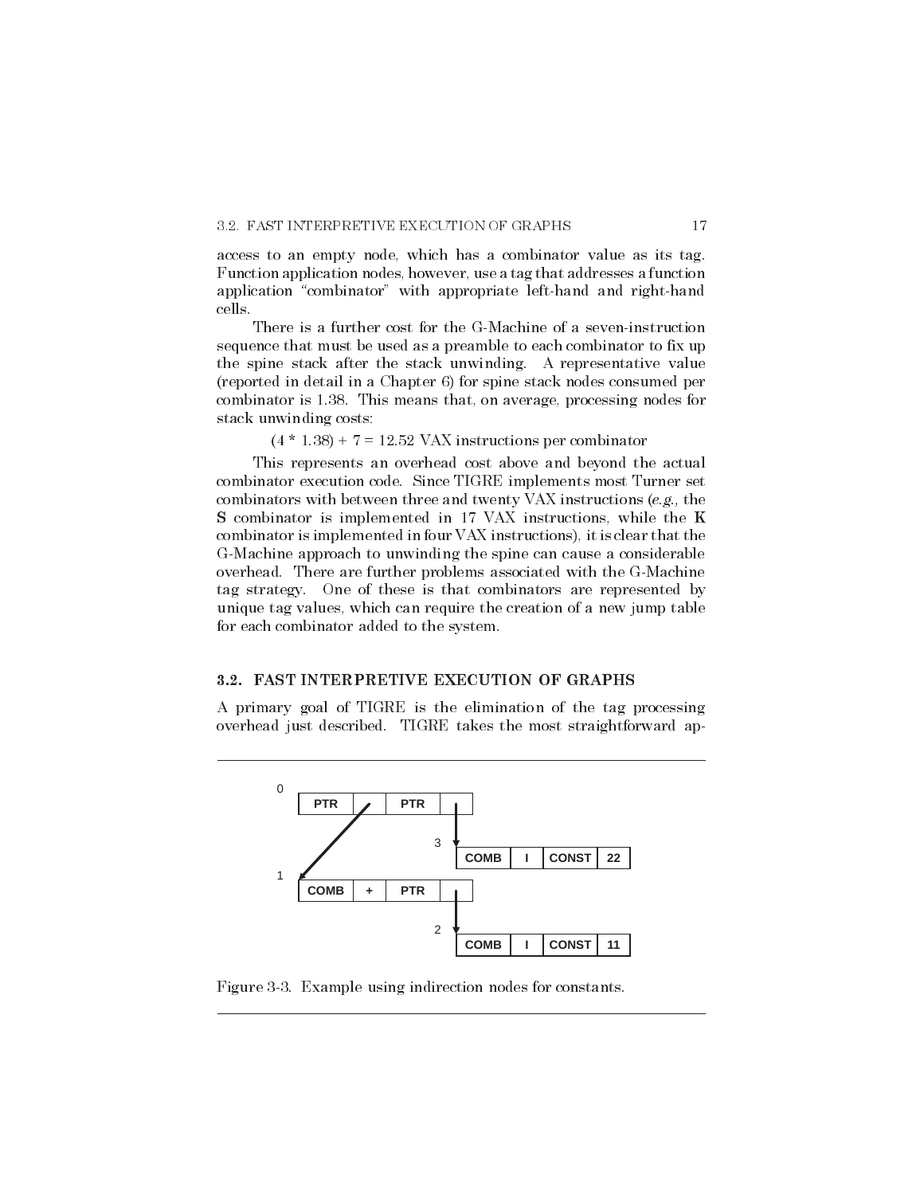access to an empty node, which has a combinator value as its tag. Function application nodes, however, use a tag that addresses a function application "combinator" with appropriate left-hand and right-hand cells.

There is a further cost for the G-Machine of a seven-instruction sequence that must be used as a preamble to each combinator to fix up the spine stack after the stack unwinding. A representative value (reported in detail in a Chapter 6) for spine stack nodes consumed per combinator is 1.38. This means that, on average, processing nodes for stack unwinding costs:

$(4 * 1.38) + 7 = 12.52$ VAX instructions per combinator

This represents an overhead cost above and beyond the actual combinator execution code. Since TIGRE implements most Turner set combinators with between three and twenty VAX instructions (*e.g.,* the **S** combinator is implemented in 17 VAX instructions, while the **K** combinator is implemented in four VAX instructions), it is clear that the G-Machine approach to unwinding the spine can cause a considerable overhead. There are further problems associated with the G-Machine tag strategy. One of these is that combinators are represented by unique tag values, which can require the creation of a new jump table for each combinator added to the system.

## 3.2. FAST INTERPRETIVE EXECUTION OF GRAPHS

A primary goal of TIGRE is the elimination of the tag processing overhead just described. TIGRE takes the most straightforward ap-

Figure 3-3. Example using indirection nodes for constants.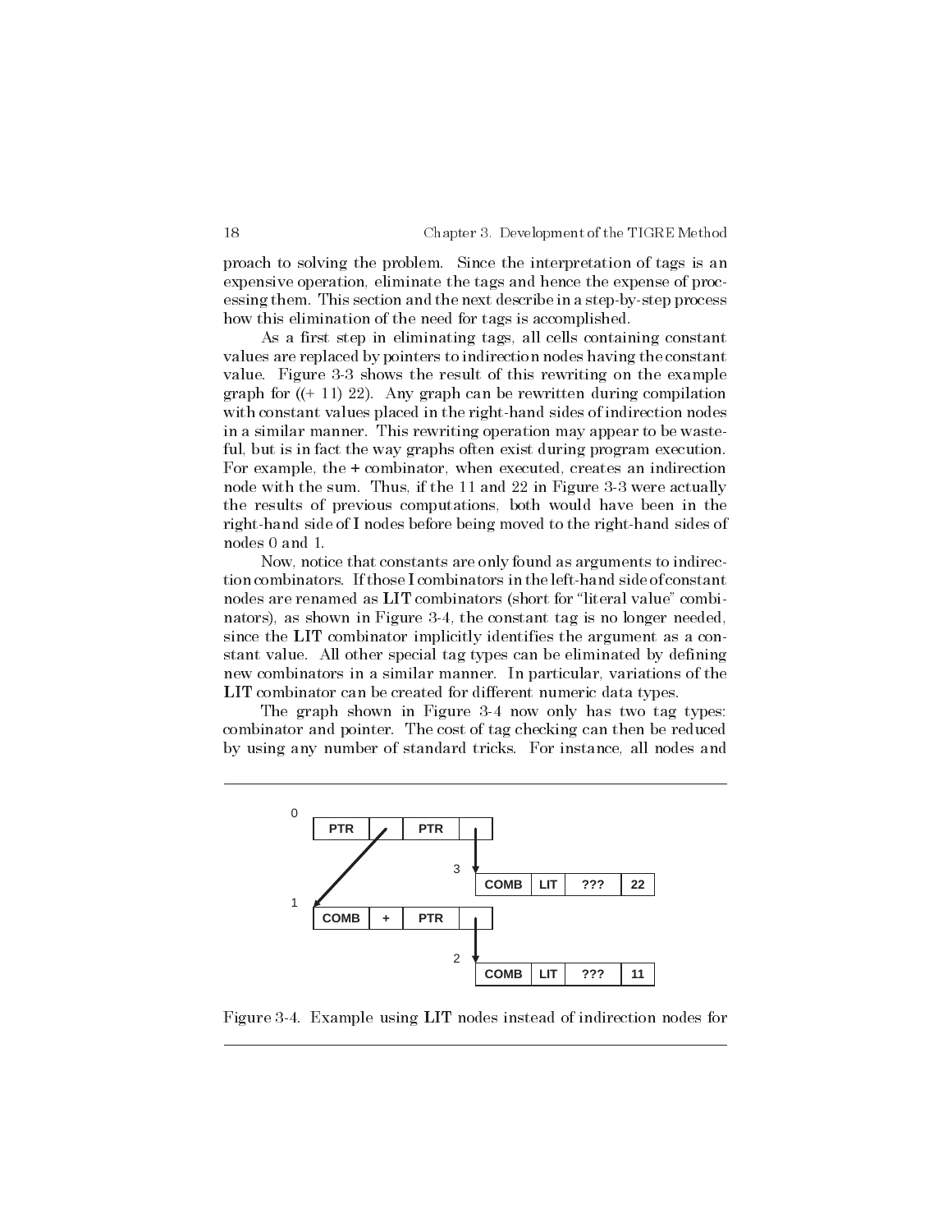proach to solving the problem. Since the interpretation of tags is an expensive operation, eliminate the tags and hence the expense of processing them. This section and the next describe in a step-by-step process how this elimination of the need for tags is accomplished.

As a first step in eliminating tags, all cells containing constant values are replaced by pointers to indirection nodes having the constant value. Figure 3-3 shows the result of this rewriting on the example graph for ((+ 11) 22). Any graph can be rewritten during compilation with constant values placed in the right-hand sides of indirection nodes in a similar manner. This rewriting operation may appear to be wasteful, but is in fact the way graphs often exist during program execution. For example, the **+** combinator, when executed, creates an indirection node with the sum. Thus, if the 11 and 22 in Figure 3-3 were actually the results of previous computations, both would have been in the right-hand side of I nodes before being moved to the right-hand sides of nodes 0 and 1.

Now, notice that constants are only found as arguments to indirection combinators. If those I combinators in the left-hand side of constant nodes are renamed as **LIT** combinators (short for "literal value" combinators), as shown in Figure 3-4, the constant tag is no longer needed, since the **LIT** combinator implicitly identifies the argument as a constant value. All other special tag types can be eliminated by defining new combinators in a similar manner. In particular, variations of the **LIT** combinator can be created for different numeric data types.

The graph shown in Figure 3-4 now only has two tag types: combinator and pointer. The cost of tag checking can then be reduced by using any number of standard tricks. For instance, all nodes and

Figure 3-4. Example using **LIT** nodes instead of indirection nodes for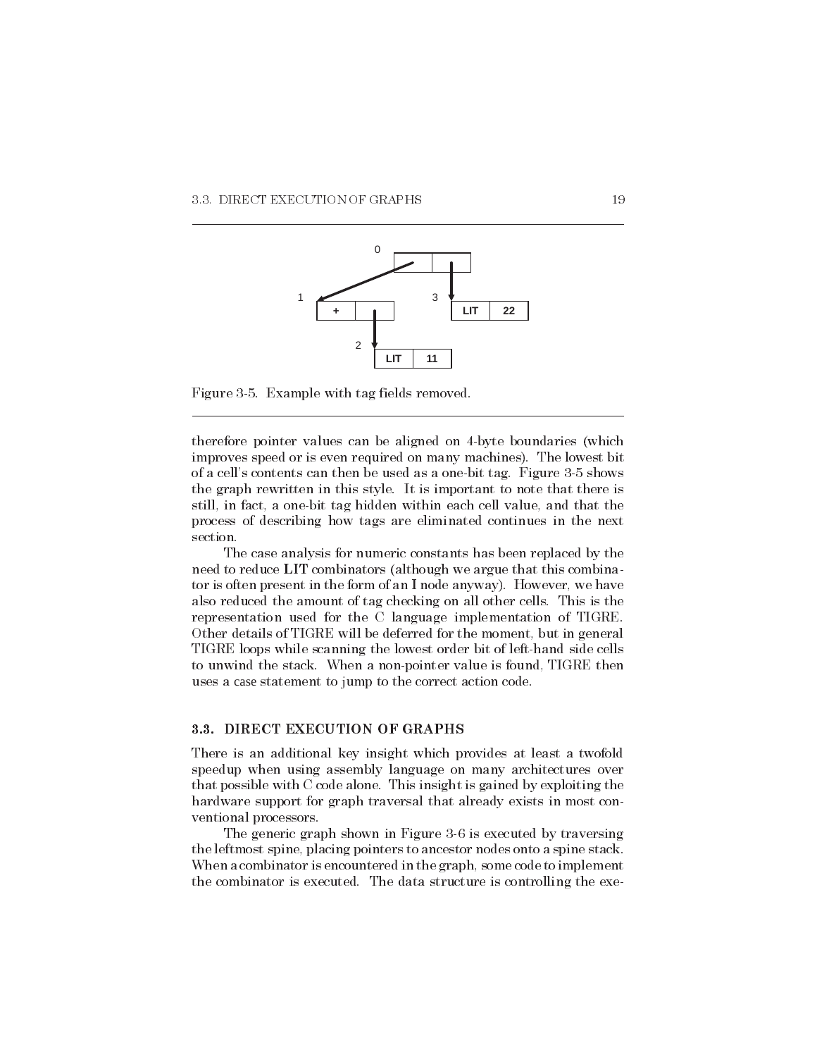Figure 3-5. Example with tag fields removed.

therefore pointer values can be aligned on 4-byte boundaries (which improves speed or is even required on many machines). The lowest bit of a cell's contents can then be used as a one-bit tag. Figure 3-5 shows the graph rewritten in this style. It is important to note that there is still, in fact, a one-bit tag hidden within each cell value, and that the process of describing how tags are eliminated continues in the next section.

The case analysis for numeric constants has been replaced by the need to reduce **LIT** combinators (although we argue that this combinator is often present in the form of an **I** node anyway). However, we have also reduced the amount of tag checking on all other cells. This is the representation used for the C language implementation of TIGRE. Other details of TIGRE will be deferred for the moment, but in general TIGRE loops while scanning the lowest order bit of left-hand side cells to unwind the stack. When a non-pointer value is found, TIGRE then uses a case statement to jump to the correct action code.

## 3.3. DIRECT EXECUTION OF GRAPHS

There is an additional key insight which provides at least a twofold speedup when using assembly language on many architectures over that possible with C code alone. This insight is gained by exploiting the hardware support for graph traversal that already exists in most conventional processors.

The generic graph shown in Figure 3-6 is executed by traversing the leftmost spine, placing pointers to ancestor nodes onto a spine stack. When a combinator is encountered in the graph, some code to implement the combinator is executed. The data structure is controlling the exe-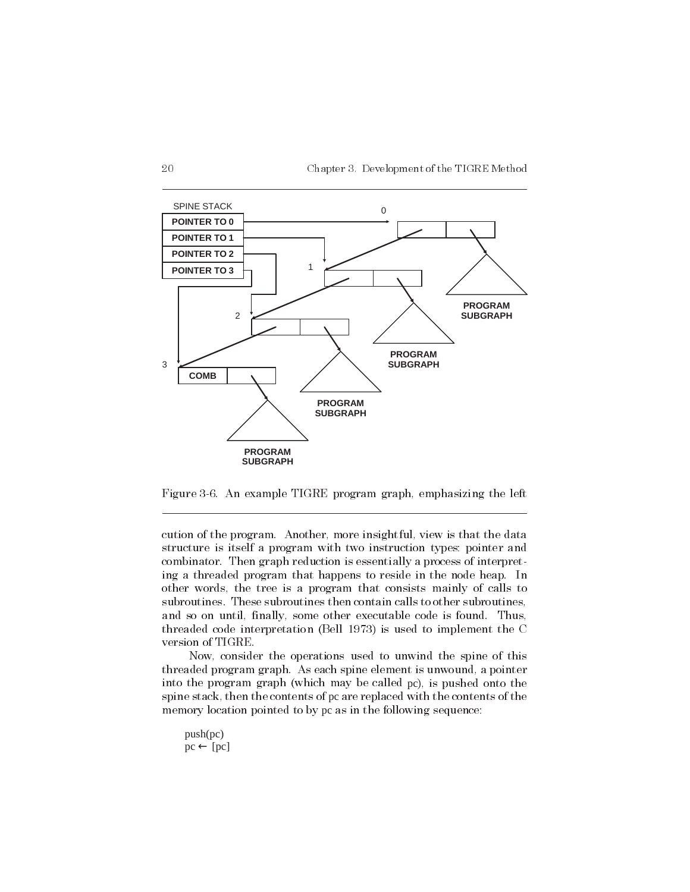Figure 3-6. An example TIGRE program graph, emphasizing the left

cution of the program. Another, more insightful, view is that the data structure is itself a program with two instruction types: pointer and combinator. Then graph reduction is essentially a process of interpreting a threaded program that happens to reside in the node heap. In other words, the tree is a program that consists mainly of calls to subroutines. These subroutines then contain calls to other subroutines, and so on until, finally, some other executable code is found. Thus, threaded code interpretation (Bell 1973) is used to implement the C version of TIGRE.

Now, consider the operations used to unwind the spine of this threaded program graph. As each spine element is unwound, a pointer into the program graph (which may be called pc), is pushed onto the spine stack, then the contents of pc are replaced with the contents of the memory location pointed to by pc as in the following sequence:

```
push(pc)
pc ← [pc]
```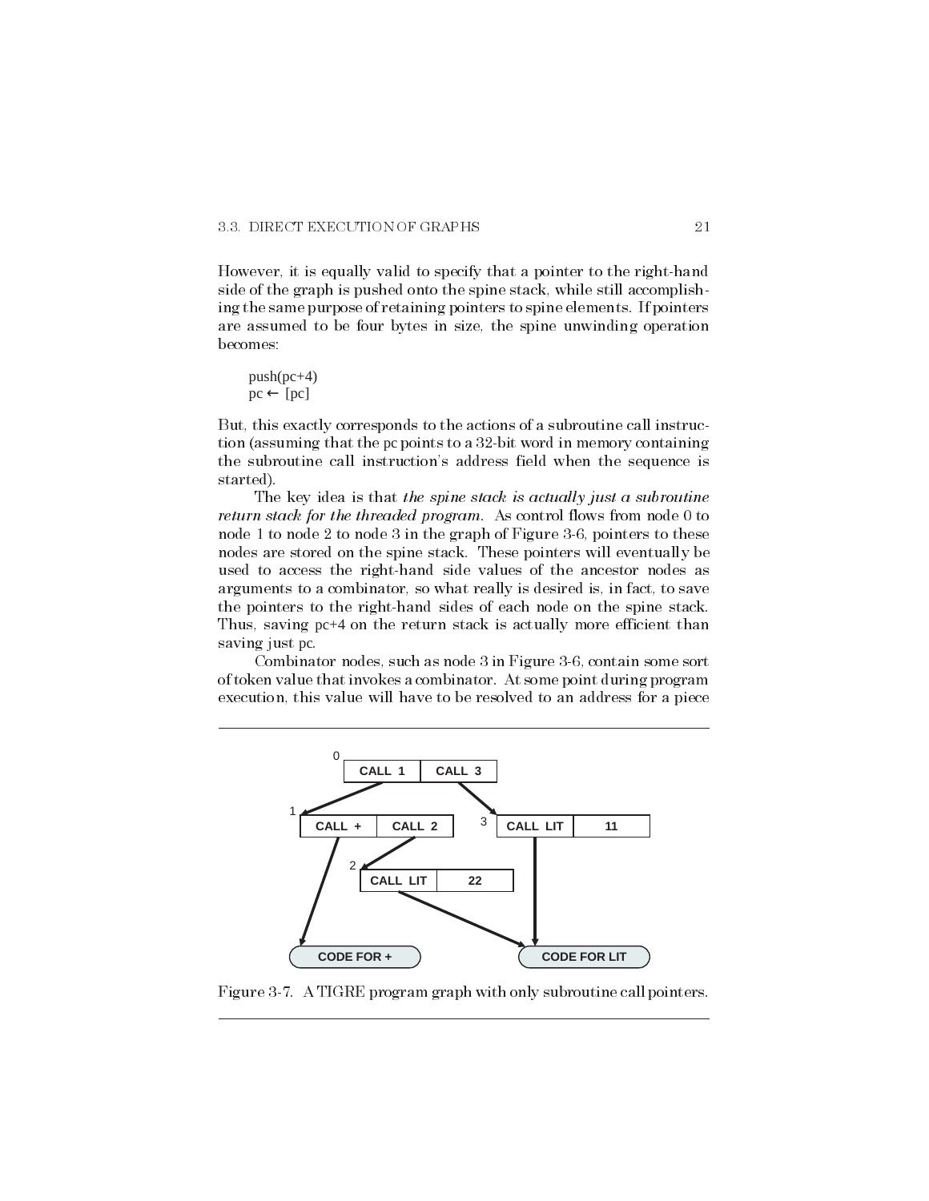However, it is equally valid to specify that a pointer to the right-hand side of the graph is pushed onto the spine stack, while still accomplishing the same purpose of retaining pointers to spine elements. If pointers are assumed to be four bytes in size, the spine unwinding operation becomes:

```
push(pc+4)
pc ← [pc]
```

But, this exactly corresponds to the actions of a subroutine call instruction (assuming that the pc points to a 32-bit word in memory containing the subroutine call instruction's address field when the sequence is started).

The key idea is that *the spine stack is actually just a subroutine return stack for the threaded program.* As control flows from node 0 to node 1 to node 2 to node 3 in the graph of Figure 3-6, pointers to these nodes are stored on the spine stack. These pointers will eventually be used to access the right-hand side values of the ancestor nodes as arguments to a combinator, so what really is desired is, in fact, to save the pointers to the right-hand sides of each node on the spine stack. Thus, saving pc+4 on the return stack is actually more efficient than saving just pc.

Combinator nodes, such as node 3 in Figure 3-6, contain some sort of token value that invokes a combinator. At some point during program execution, this value will have to be resolved to an address for a piece

Figure 3-7. A TIGRE program graph with only subroutine call pointers.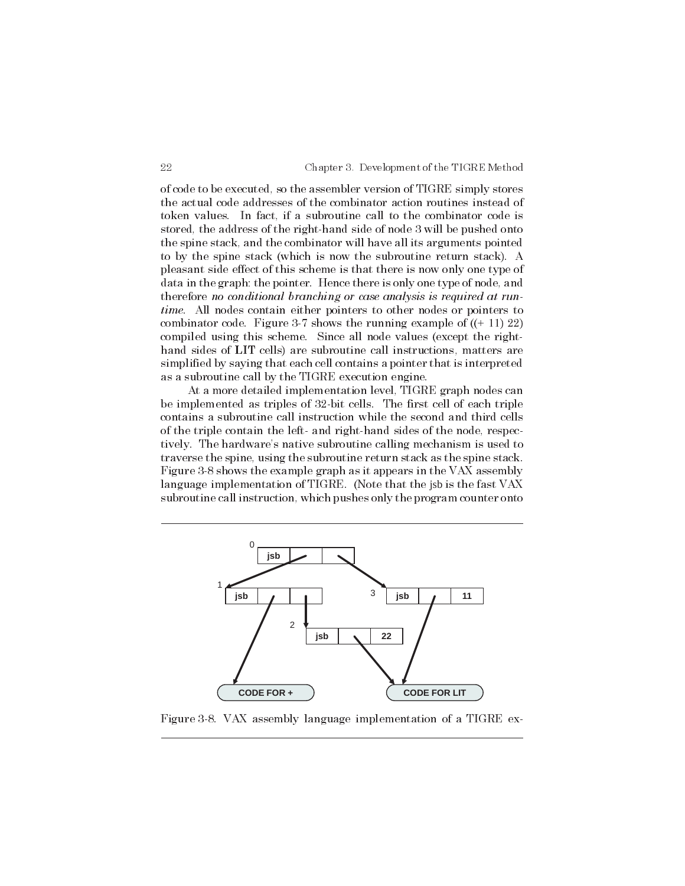of code to be executed, so the assembler version of TIGRE simply stores the actual code addresses of the combinator action routines instead of token values. In fact, if a subroutine call to the combinator code is stored, the address of the right-hand side of node 3 will be pushed onto the spine stack, and the combinator will have all its arguments pointed to by the spine stack (which is now the subroutine return stack). A pleasant side effect of this scheme is that there is now only one type of data in the graph: the pointer. Hence there is only one type of node, and therefore *no conditional branching or case analysis is required at run-time*. All nodes contain either pointers to other nodes or pointers to combinator code. Figure 3-7 shows the running example of ((+ 11) 22) compiled using this scheme. Since all node values (except the right-hand sides of **LIT** cells) are subroutine call instructions, matters are simplified by saying that each cell contains a pointer that is interpreted as a subroutine call by the TIGRE execution engine.

At a more detailed implementation level, TIGRE graph nodes can be implemented as triples of 32-bit cells. The first cell of each triple contains a subroutine call instruction while the second and third cells of the triple contain the left- and right-hand sides of the node, respectively. The hardware's native subroutine calling mechanism is used to traverse the spine, using the subroutine return stack as the spine stack. Figure 3-8 shows the example graph as it appears in the VAX assembly language implementation of TIGRE. (Note that the jsb is the fast VAX subroutine call instruction, which pushes only the program counter onto

Figure 3-8. VAX assembly language implementation of a TIGRE ex-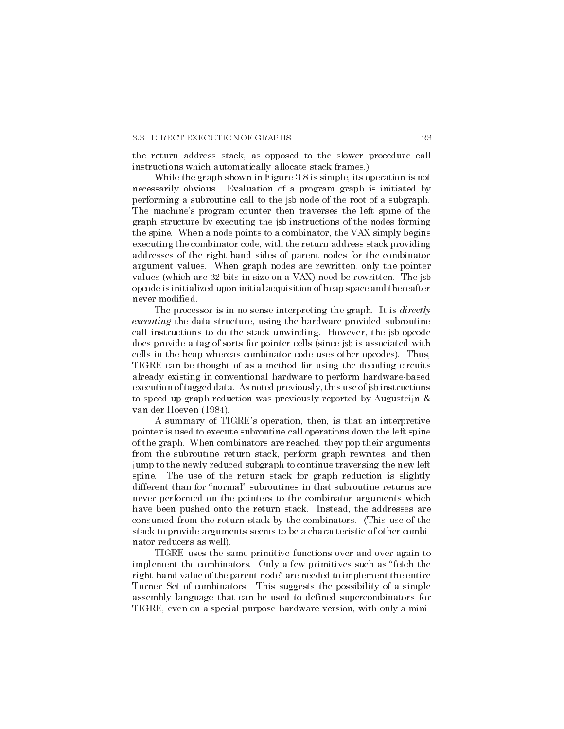the return address stack, as opposed to the slower procedure call instructions which automatically allocate stack frames.)

While the graph shown in Figure 3-8 is simple, its operation is not necessarily obvious. Evaluation of a program graph is initiated by performing a subroutine call to the jsb node of the root of a subgraph. The machine's program counter then traverses the left spine of the graph structure by executing the jsb instructions of the nodes forming the spine. When a node points to a combinator, the VAX simply begins executing the combinator code, with the return address stack providing addresses of the right-hand sides of parent nodes for the combinator argument values. When graph nodes are rewritten, only the pointer values (which are 32 bits in size on a VAX) need be rewritten. The jsb opcode is initialized upon initial acquisition of heap space and thereafter never modified.

The processor is in no sense interpreting the graph. It is *directly executing* the data structure, using the hardware-provided subroutine call instructions to do the stack unwinding. However, the jsb opcode does provide a tag of sorts for pointer cells (since jsb is associated with cells in the heap whereas combinator code uses other opcodes). Thus, TIGRE can be thought of as a method for using the decoding circuits already existing in conventional hardware to perform hardware-based execution of tagged data. As noted previously, this use of jsb instructions to speed up graph reduction was previously reported by Augusteijn & van der Hoeven (1984).

A summary of TIGRE's operation, then, is that an interpretive pointer is used to execute subroutine call operations down the left spine of the graph. When combinators are reached, they pop their arguments from the subroutine return stack, perform graph rewrites, and then jump to the newly reduced subgraph to continue traversing the new left spine. The use of the return stack for graph reduction is slightly different than for "normal" subroutines in that subroutine returns are never performed on the pointers to the combinator arguments which have been pushed onto the return stack. Instead, the addresses are consumed from the return stack by the combinators. (This use of the stack to provide arguments seems to be a characteristic of other combinator reducers as well).

TIGRE uses the same primitive functions over and over again to implement the combinators. Only a few primitives such as "fetch the right-hand value of the parent node" are needed to implement the entire Turner Set of combinators. This suggests the possibility of a simple assembly language that can be used to defined supercombinators for TIGRE, even on a special-purpose hardware version, with only a mini-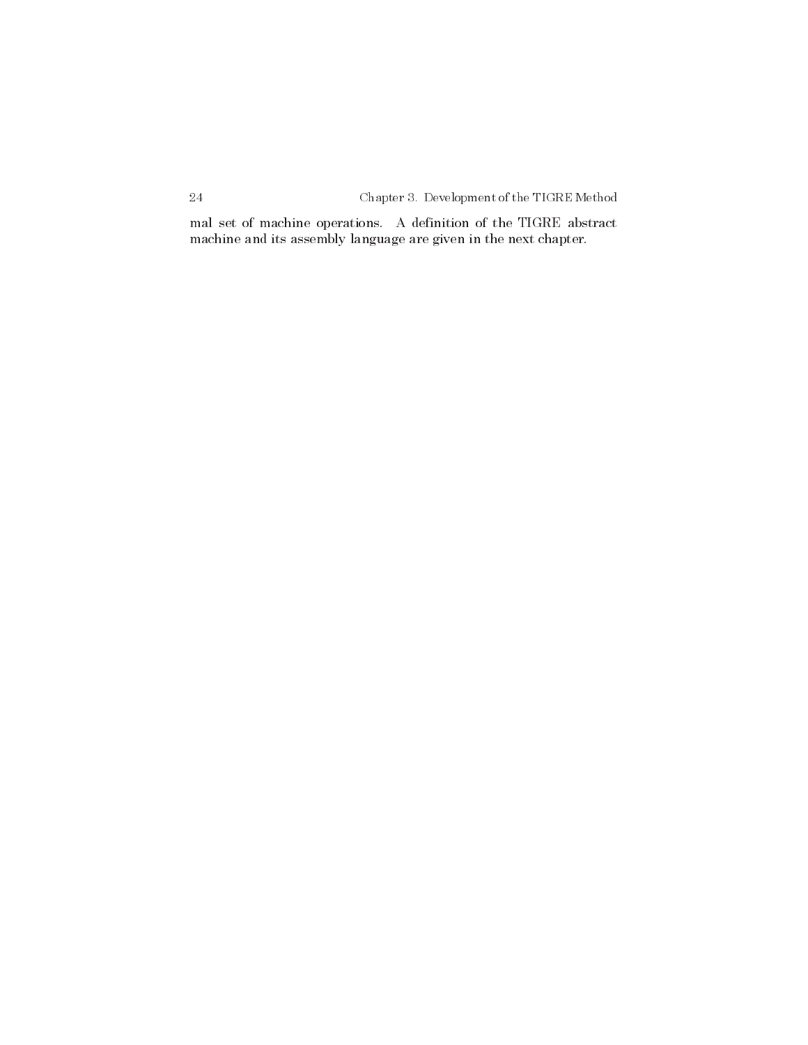mal set of machine operations. A definition of the TIGRE abstract machine and its assembly language are given in the next chapter.